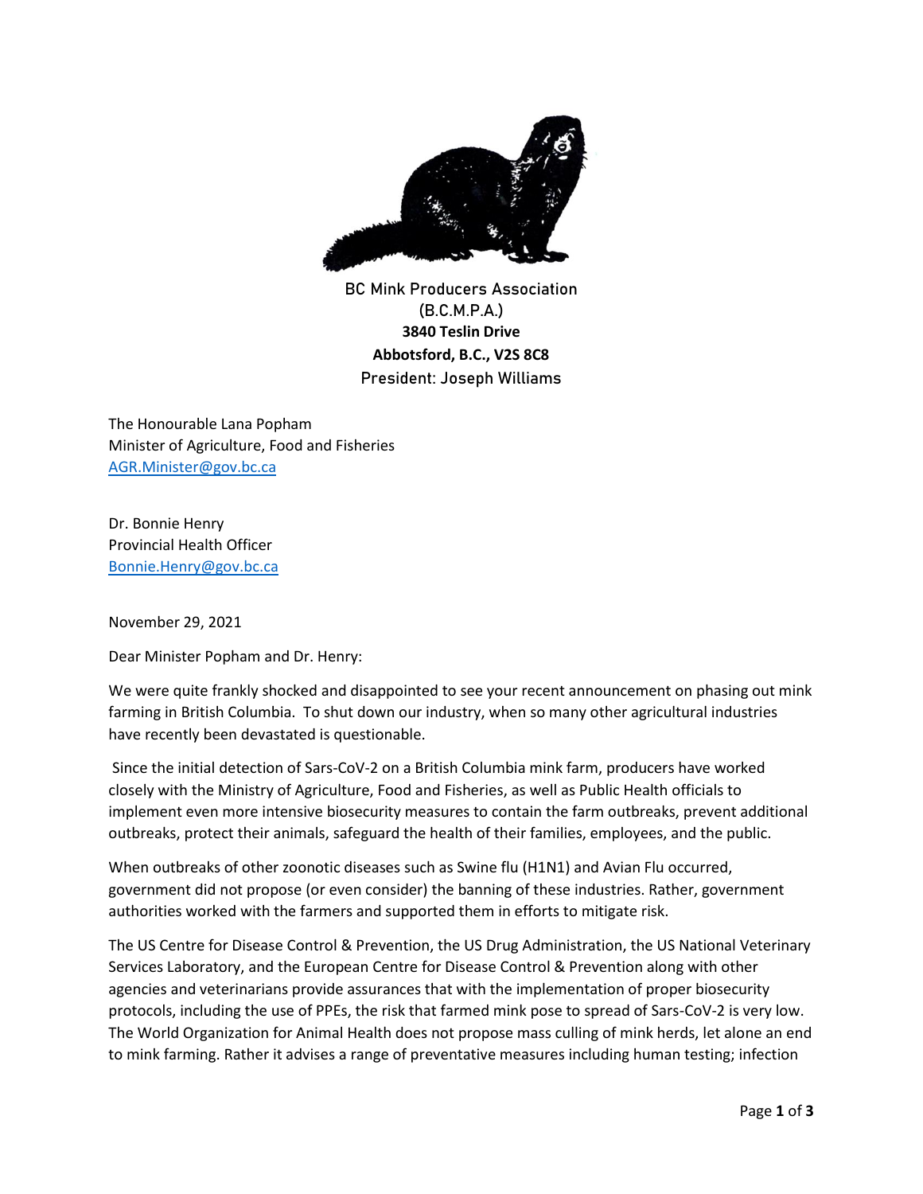BC Mink Producers Association
(B.C.M.P.A.)
**3840 Teslin Drive**
**Abbotsford, B.C., V2S 8C8**
President: Joseph Williams

The Honourable Lana Popham
Minister of Agriculture, Food and Fisheries
AGR.Minister@gov.bc.ca

Dr. Bonnie Henry
Provincial Health Officer
Bonnie.Henry@gov.bc.ca

November 29, 2021

Dear Minister Popham and Dr. Henry:

We were quite frankly shocked and disappointed to see your recent announcement on phasing out mink farming in British Columbia. To shut down our industry, when so many other agricultural industries have recently been devastated is questionable.

Since the initial detection of Sars-CoV-2 on a British Columbia mink farm, producers have worked closely with the Ministry of Agriculture, Food and Fisheries, as well as Public Health officials to implement even more intensive biosecurity measures to contain the farm outbreaks, prevent additional outbreaks, protect their animals, safeguard the health of their families, employees, and the public.

When outbreaks of other zoonotic diseases such as Swine flu (H1N1) and Avian Flu occurred, government did not propose (or even consider) the banning of these industries. Rather, government authorities worked with the farmers and supported them in efforts to mitigate risk.

The US Centre for Disease Control & Prevention, the US Drug Administration, the US National Veterinary Services Laboratory, and the European Centre for Disease Control & Prevention along with other agencies and veterinarians provide assurances that with the implementation of proper biosecurity protocols, including the use of PPEs, the risk that farmed mink pose to spread of Sars-CoV-2 is very low. The World Organization for Animal Health does not propose mass culling of mink herds, let alone an end to mink farming. Rather it advises a range of preventative measures including human testing; infection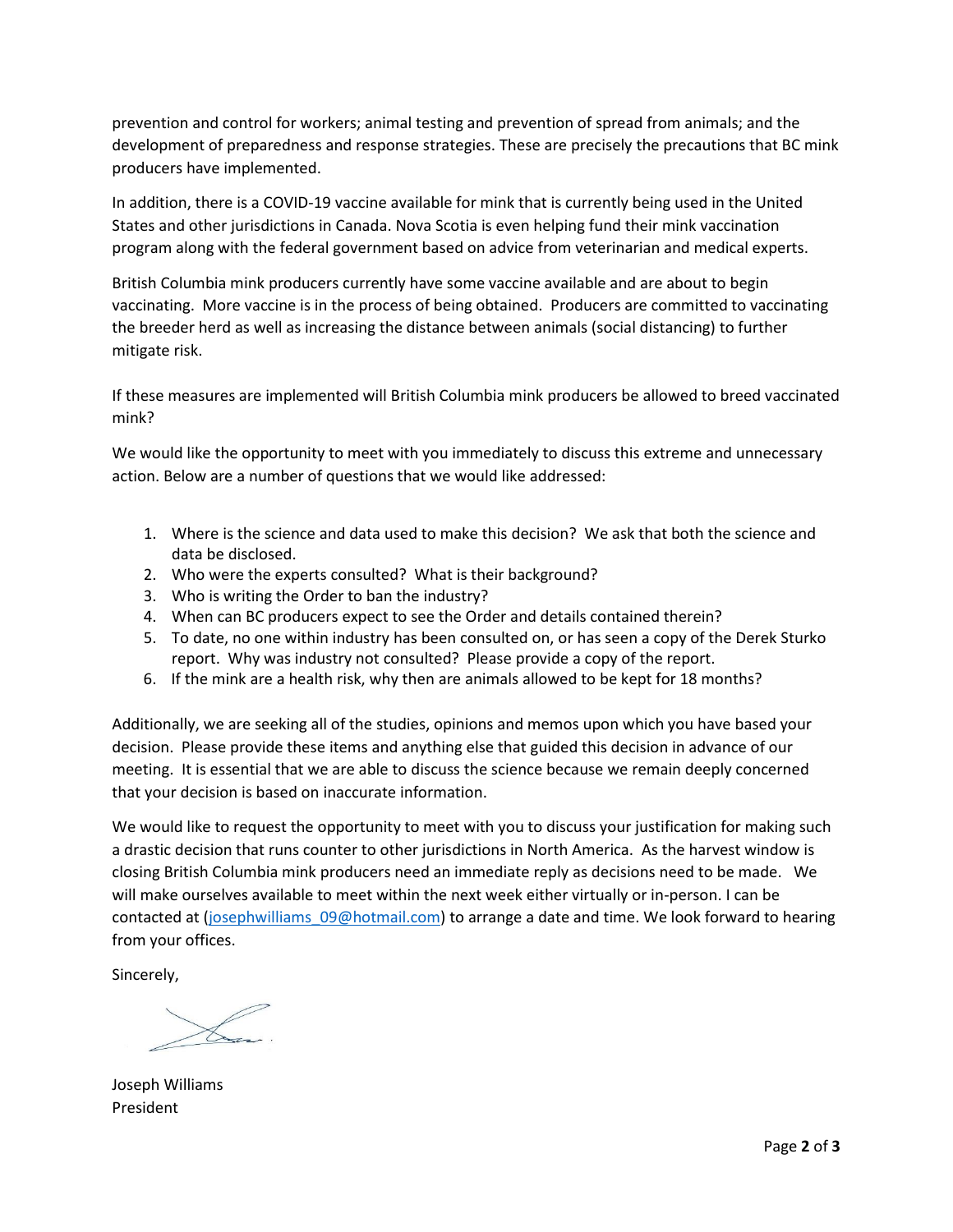prevention and control for workers; animal testing and prevention of spread from animals; and the development of preparedness and response strategies. These are precisely the precautions that BC mink producers have implemented.

In addition, there is a COVID-19 vaccine available for mink that is currently being used in the United States and other jurisdictions in Canada. Nova Scotia is even helping fund their mink vaccination program along with the federal government based on advice from veterinarian and medical experts.

British Columbia mink producers currently have some vaccine available and are about to begin vaccinating. More vaccine is in the process of being obtained. Producers are committed to vaccinating the breeder herd as well as increasing the distance between animals (social distancing) to further mitigate risk.

If these measures are implemented will British Columbia mink producers be allowed to breed vaccinated mink?

We would like the opportunity to meet with you immediately to discuss this extreme and unnecessary action. Below are a number of questions that we would like addressed:

1. Where is the science and data used to make this decision? We ask that both the science and data be disclosed.
2. Who were the experts consulted? What is their background?
3. Who is writing the Order to ban the industry?
4. When can BC producers expect to see the Order and details contained therein?
5. To date, no one within industry has been consulted on, or has seen a copy of the Derek Sturko report. Why was industry not consulted? Please provide a copy of the report.
6. If the mink are a health risk, why then are animals allowed to be kept for 18 months?

Additionally, we are seeking all of the studies, opinions and memos upon which you have based your decision. Please provide these items and anything else that guided this decision in advance of our meeting. It is essential that we are able to discuss the science because we remain deeply concerned that your decision is based on inaccurate information.

We would like to request the opportunity to meet with you to discuss your justification for making such a drastic decision that runs counter to other jurisdictions in North America. As the harvest window is closing British Columbia mink producers need an immediate reply as decisions need to be made. We will make ourselves available to meet within the next week either virtually or in-person. I can be contacted at (josephwilliams_09@hotmail.com) to arrange a date and time. We look forward to hearing from your offices.

Sincerely,

Joseph Williams
President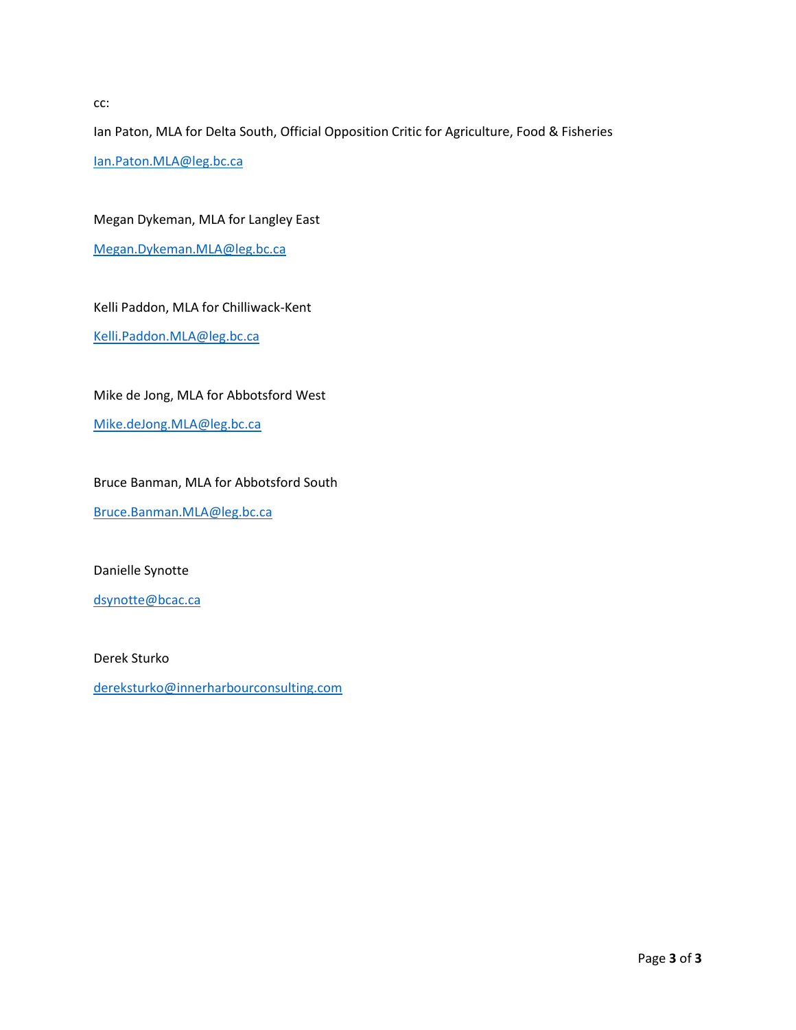cc:

Ian Paton, MLA for Delta South, Official Opposition Critic for Agriculture, Food & Fisheries

Ian.Paton.MLA@leg.bc.ca

Megan Dykeman, MLA for Langley East

Megan.Dykeman.MLA@leg.bc.ca

Kelli Paddon, MLA for Chilliwack-Kent

Kelli.Paddon.MLA@leg.bc.ca

Mike de Jong, MLA for Abbotsford West

Mike.deJong.MLA@leg.bc.ca

Bruce Banman, MLA for Abbotsford South

Bruce.Banman.MLA@leg.bc.ca

Danielle Synotte

dsynotte@bcac.ca

Derek Sturko

ireksturko@innerharbourconsulting.com

cc:

Ian Paton, MLA for Delta South, Official Opposition Critic for Agriculture, Food & Fisheries

Ian.Paton.MLA@leg.bc.ca

Megan Dykeman, MLA for Langley East

Megan.Dykeman.MLA@leg.bc.ca

Kelli Paddon, MLA for Chilliwack-Kent

Kelli.Paddon.MLA@leg.bc.ca

Mike de Jong, MLA for Abbotsford West

Mike.deJong.MLA@leg.bc.ca

Bruce Banman, MLA for Abbotsford South

Bruce.Banman.MLA@leg.bc.ca

Danielle Synotte

dsynotte@bcac.ca

Derek Sturko

dereksturko@innerharbourconsulting.com